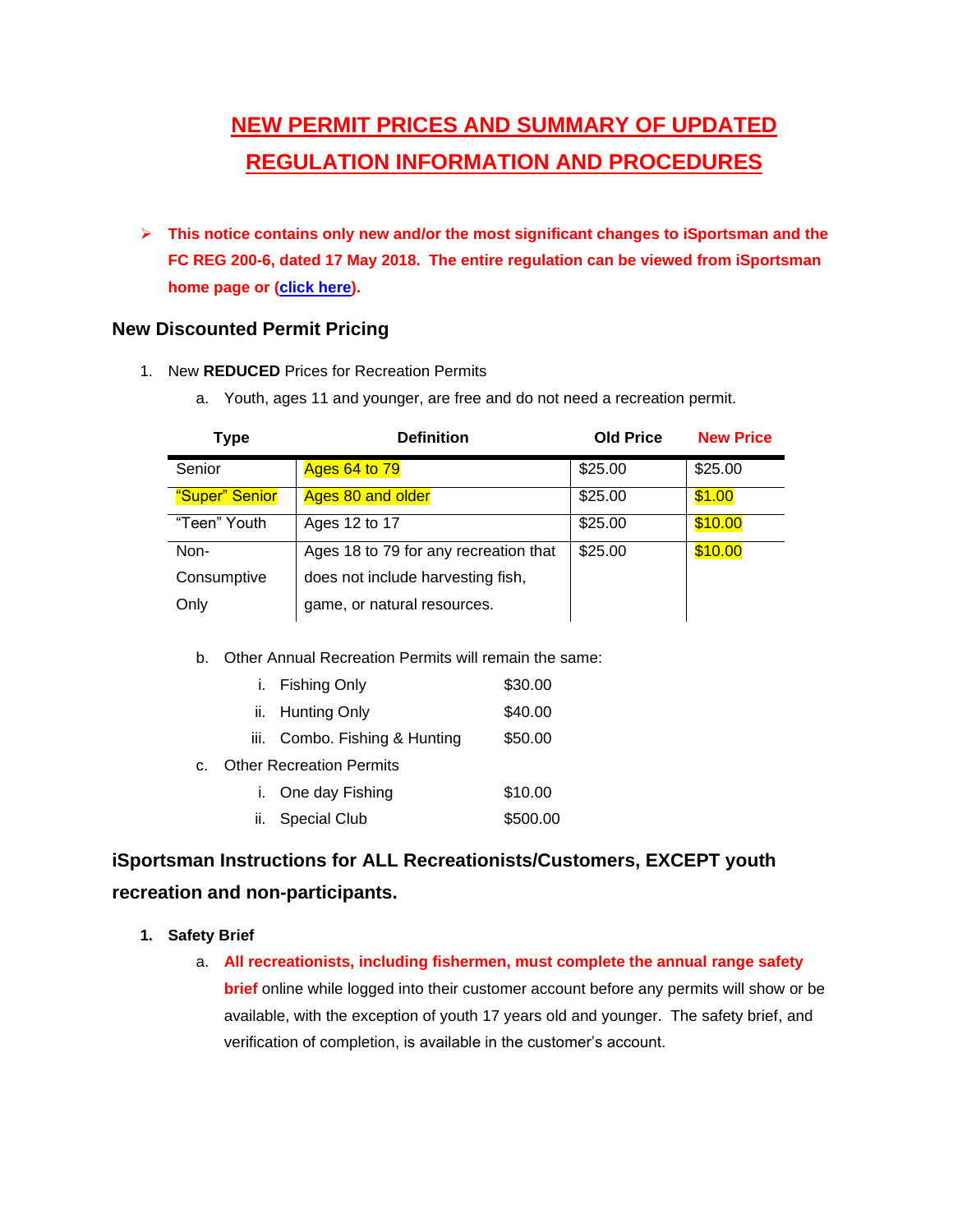# NEW PERMIT PRICES AND SUMMARY OF UPDATED REGULATION INFORMATION AND PROCEDURES

- **This notice contains only new and/or the most significant changes to iSportsman and the FC REG 200-6, dated 17 May 2018. The entire regulation can be viewed from iSportsman home page or (click here).**

## New Discounted Permit Pricing

1. New **REDUCED** Prices for Recreation Permits
   a. Youth, ages 11 and younger, are free and do not need a recreation permit.

| Type | Definition | Old Price | New Price |
|---|---|---|---|
| Senior | Ages 64 to 79 | $25.00 | $25.00 |
| "Super" Senior | Ages 80 and older | $25.00 | $1.00 |
| "Teen" Youth | Ages 12 to 17 | $25.00 | $10.00 |
| Non-Consumptive Only | Ages 18 to 79 for any recreation that does not include harvesting fish, game, or natural resources. | $25.00 | $10.00 |

   b. Other Annual Recreation Permits will remain the same:
      i. Fishing Only $30.00
      ii. Hunting Only $40.00
      iii. Combo. Fishing & Hunting $50.00
   c. Other Recreation Permits
      i. One day Fishing $10.00
      ii. Special Club $500.00

## iSportsman Instructions for ALL Recreationists/Customers, EXCEPT youth recreation and non-participants.

1. **Safety Brief**
   a. **All recreationists, including fishermen, must complete the annual range safety brief** online while logged into their customer account before any permits will show or be available, with the exception of youth 17 years old and younger. The safety brief, and verification of completion, is available in the customer's account.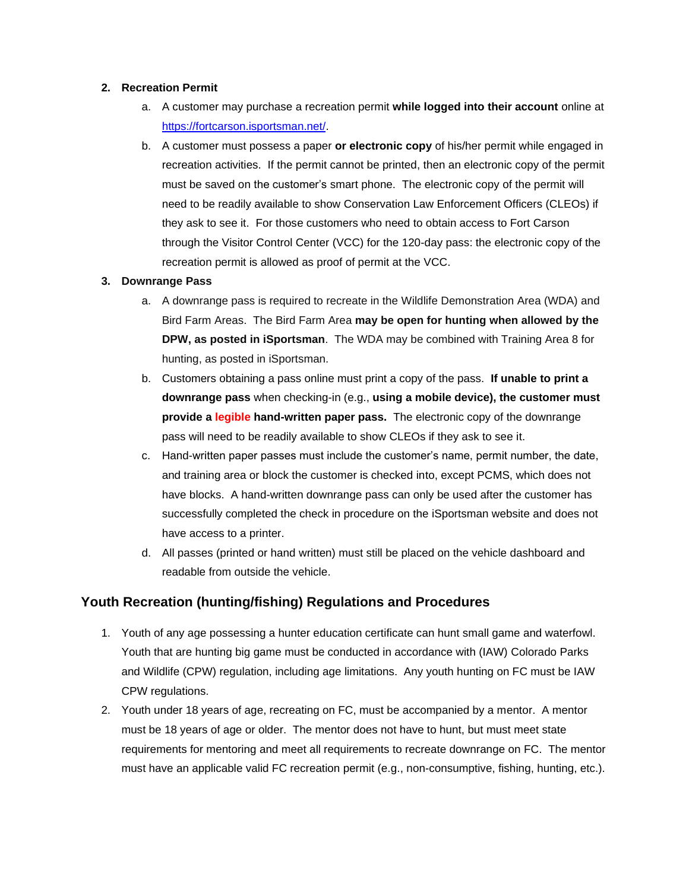2. **Recreation Permit**
    a. A customer may purchase a recreation permit **while logged into their account** online at [https://fortcarson.isportsman.net/](https://fortcarson.isportsman.net/).
    b. A customer must possess a paper **or electronic copy** of his/her permit while engaged in recreation activities. If the permit cannot be printed, then an electronic copy of the permit must be saved on the customer's smart phone. The electronic copy of the permit will need to be readily available to show Conservation Law Enforcement Officers (CLEOs) if they ask to see it. For those customers who need to obtain access to Fort Carson through the Visitor Control Center (VCC) for the 120-day pass: the electronic copy of the recreation permit is allowed as proof of permit at the VCC.
3. **Downrange Pass**
    a. A downrange pass is required to recreate in the Wildlife Demonstration Area (WDA) and Bird Farm Areas. The Bird Farm Area **may be open for hunting when allowed by the DPW, as posted in iSportsman**. The WDA may be combined with Training Area 8 for hunting, as posted in iSportsman.
    b. Customers obtaining a pass online must print a copy of the pass. **If unable to print a downrange pass** when checking-in (e.g., **using a mobile device), the customer must provide a legible hand-written paper pass.** The electronic copy of the downrange pass will need to be readily available to show CLEOs if they ask to see it.
    c. Hand-written paper passes must include the customer's name, permit number, the date, and training area or block the customer is checked into, except PCMS, which does not have blocks. A hand-written downrange pass can only be used after the customer has successfully completed the check in procedure on the iSportsman website and does not have access to a printer.
    d. All passes (printed or hand written) must still be placed on the vehicle dashboard and readable from outside the vehicle.

## Youth Recreation (hunting/fishing) Regulations and Procedures

1. Youth of any age possessing a hunter education certificate can hunt small game and waterfowl. Youth that are hunting big game must be conducted in accordance with (IAW) Colorado Parks and Wildlife (CPW) regulation, including age limitations. Any youth hunting on FC must be IAW CPW regulations.
2. Youth under 18 years of age, recreating on FC, must be accompanied by a mentor. A mentor must be 18 years of age or older. The mentor does not have to hunt, but must meet state requirements for mentoring and meet all requirements to recreate downrange on FC. The mentor must have an applicable valid FC recreation permit (e.g., non-consumptive, fishing, hunting, etc.).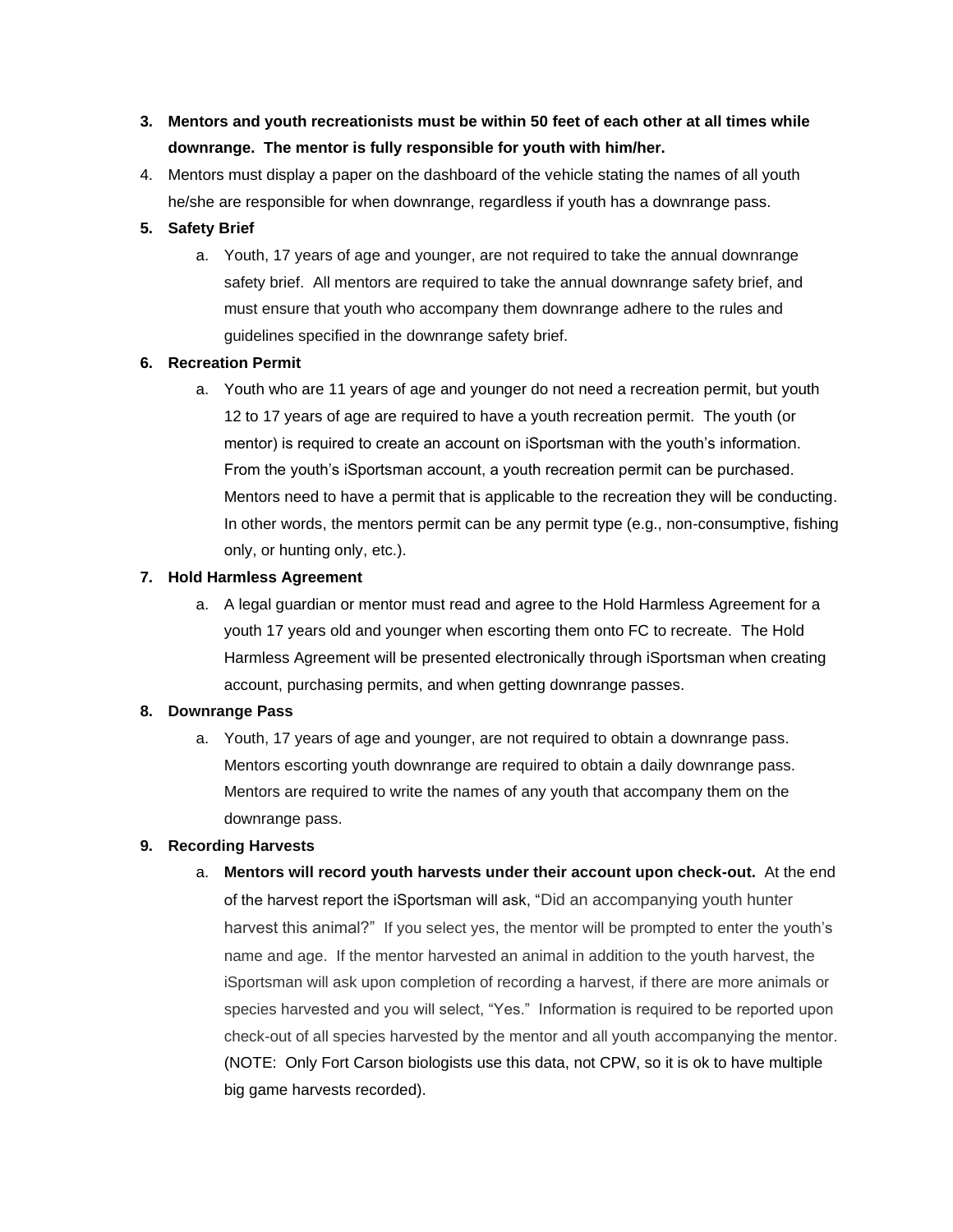3. **Mentors and youth recreationists must be within 50 feet of each other at all times while downrange. The mentor is fully responsible for youth with him/her.**
4. Mentors must display a paper on the dashboard of the vehicle stating the names of all youth he/she are responsible for when downrange, regardless if youth has a downrange pass.
5. **Safety Brief**
   a. Youth, 17 years of age and younger, are not required to take the annual downrange safety brief. All mentors are required to take the annual downrange safety brief, and must ensure that youth who accompany them downrange adhere to the rules and guidelines specified in the downrange safety brief.
6. **Recreation Permit**
   a. Youth who are 11 years of age and younger do not need a recreation permit, but youth 12 to 17 years of age are required to have a youth recreation permit. The youth (or mentor) is required to create an account on iSportsman with the youth's information. From the youth's iSportsman account, a youth recreation permit can be purchased. Mentors need to have a permit that is applicable to the recreation they will be conducting. In other words, the mentors permit can be any permit type (e.g., non-consumptive, fishing only, or hunting only, etc.).
7. **Hold Harmless Agreement**
   a. A legal guardian or mentor must read and agree to the Hold Harmless Agreement for a youth 17 years old and younger when escorting them onto FC to recreate. The Hold Harmless Agreement will be presented electronically through iSportsman when creating account, purchasing permits, and when getting downrange passes.
8. **Downrange Pass**
   a. Youth, 17 years of age and younger, are not required to obtain a downrange pass. Mentors escorting youth downrange are required to obtain a daily downrange pass. Mentors are required to write the names of any youth that accompany them on the downrange pass.
9. **Recording Harvests**
   a. **Mentors will record youth harvests under their account upon check-out.** At the end of the harvest report the iSportsman will ask, "Did an accompanying youth hunter harvest this animal?" If you select yes, the mentor will be prompted to enter the youth's name and age. If the mentor harvested an animal in addition to the youth harvest, the iSportsman will ask upon completion of recording a harvest, if there are more animals or species harvested and you will select, "Yes." Information is required to be reported upon check-out of all species harvested by the mentor and all youth accompanying the mentor. (NOTE: Only Fort Carson biologists use this data, not CPW, so it is ok to have multiple big game harvests recorded).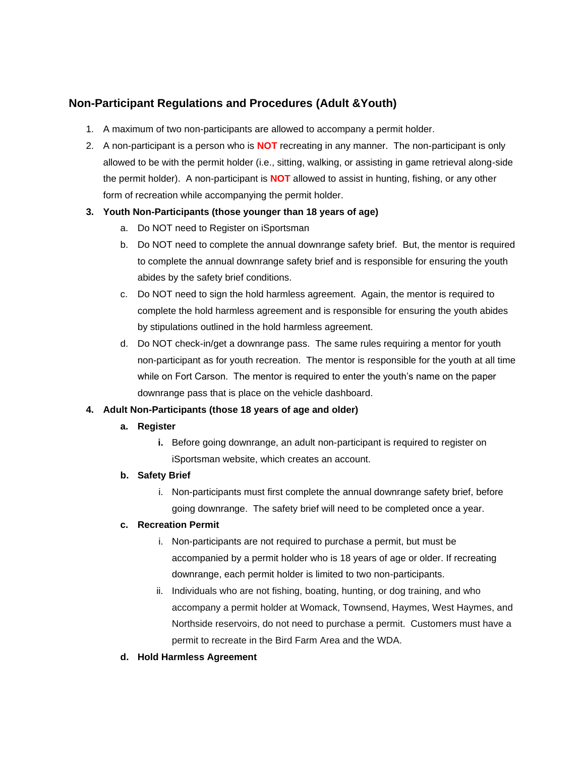## Non-Participant Regulations and Procedures (Adult &Youth)

1. A maximum of two non-participants are allowed to accompany a permit holder.
2. A non-participant is a person who is **NOT** recreating in any manner. The non-participant is only allowed to be with the permit holder (i.e., sitting, walking, or assisting in game retrieval along-side the permit holder). A non-participant is **NOT** allowed to assist in hunting, fishing, or any other form of recreation while accompanying the permit holder.
3. **Youth Non-Participants (those younger than 18 years of age)**
   a. Do NOT need to Register on iSportsman
   b. Do NOT need to complete the annual downrange safety brief. But, the mentor is required to complete the annual downrange safety brief and is responsible for ensuring the youth abides by the safety brief conditions.
   c. Do NOT need to sign the hold harmless agreement. Again, the mentor is required to complete the hold harmless agreement and is responsible for ensuring the youth abides by stipulations outlined in the hold harmless agreement.
   d. Do NOT check-in/get a downrange pass. The same rules requiring a mentor for youth non-participant as for youth recreation. The mentor is responsible for the youth at all time while on Fort Carson. The mentor is required to enter the youth's name on the paper downrange pass that is place on the vehicle dashboard.
4. **Adult Non-Participants (those 18 years of age and older)**
   a. **Register**
      i. Before going downrange, an adult non-participant is required to register on iSportsman website, which creates an account.
   b. **Safety Brief**
      i. Non-participants must first complete the annual downrange safety brief, before going downrange. The safety brief will need to be completed once a year.
   c. **Recreation Permit**
      i. Non-participants are not required to purchase a permit, but must be accompanied by a permit holder who is 18 years of age or older. If recreating downrange, each permit holder is limited to two non-participants.
      ii. Individuals who are not fishing, boating, hunting, or dog training, and who accompany a permit holder at Womack, Townsend, Haymes, West Haymes, and Northside reservoirs, do not need to purchase a permit. Customers must have a permit to recreate in the Bird Farm Area and the WDA.
   d. **Hold Harmless Agreement**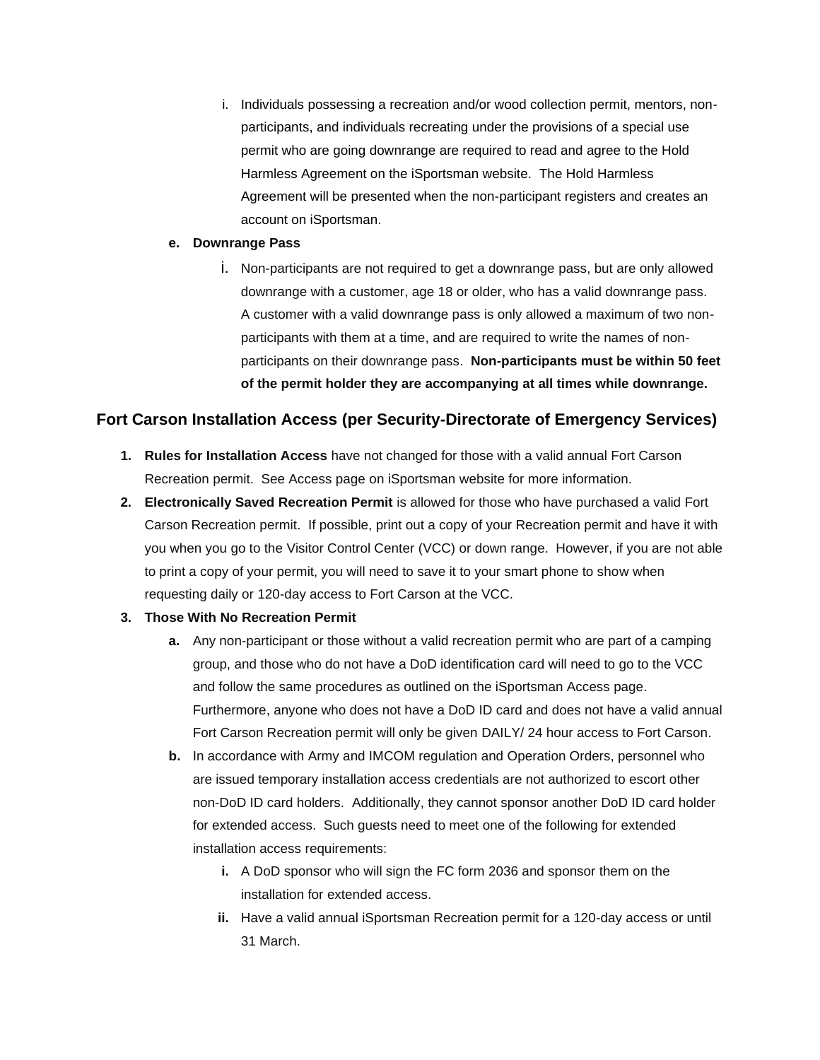i. Individuals possessing a recreation and/or wood collection permit, mentors, non-participants, and individuals recreating under the provisions of a special use permit who are going downrange are required to read and agree to the Hold Harmless Agreement on the iSportsman website. The Hold Harmless Agreement will be presented when the non-participant registers and creates an account on iSportsman.

e. **Downrange Pass**

   i. Non-participants are not required to get a downrange pass, but are only allowed downrange with a customer, age 18 or older, who has a valid downrange pass. A customer with a valid downrange pass is only allowed a maximum of two non-participants with them at a time, and are required to write the names of non-participants on their downrange pass. **Non-participants must be within 50 feet of the permit holder they are accompanying at all times while downrange.**

## Fort Carson Installation Access (per Security-Directorate of Emergency Services)

1. **Rules for Installation Access** have not changed for those with a valid annual Fort Carson Recreation permit. See Access page on iSportsman website for more information.
2. **Electronically Saved Recreation Permit** is allowed for those who have purchased a valid Fort Carson Recreation permit. If possible, print out a copy of your Recreation permit and have it with you when you go to the Visitor Control Center (VCC) or down range. However, if you are not able to print a copy of your permit, you will need to save it to your smart phone to show when requesting daily or 120-day access to Fort Carson at the VCC.
3. **Those With No Recreation Permit**
   a. Any non-participant or those without a valid recreation permit who are part of a camping group, and those who do not have a DoD identification card will need to go to the VCC and follow the same procedures as outlined on the iSportsman Access page. Furthermore, anyone who does not have a DoD ID card and does not have a valid annual Fort Carson Recreation permit will only be given DAILY/ 24 hour access to Fort Carson.
   b. In accordance with Army and IMCOM regulation and Operation Orders, personnel who are issued temporary installation access credentials are not authorized to escort other non-DoD ID card holders. Additionally, they cannot sponsor another DoD ID card holder for extended access. Such guests need to meet one of the following for extended installation access requirements:
      i. A DoD sponsor who will sign the FC form 2036 and sponsor them on the installation for extended access.
      ii. Have a valid annual iSportsman Recreation permit for a 120-day access or until 31 March.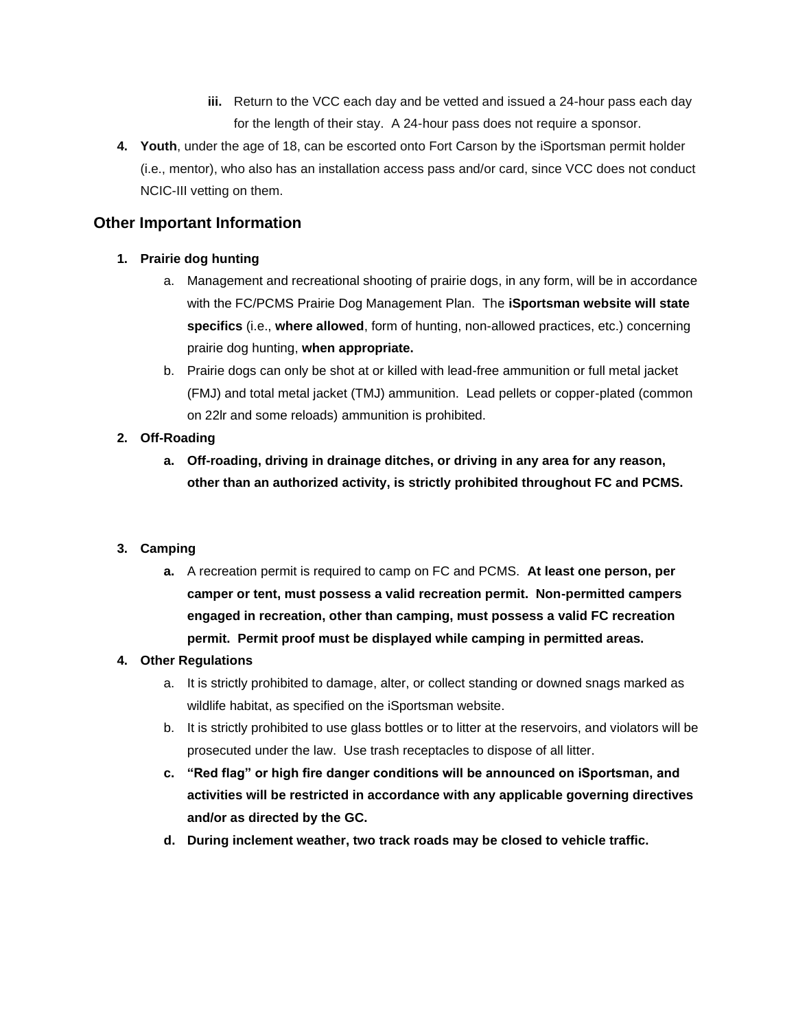iii. Return to the VCC each day and be vetted and issued a 24-hour pass each day for the length of their stay. A 24-hour pass does not require a sponsor.

4. **Youth**, under the age of 18, can be escorted onto Fort Carson by the iSportsman permit holder (i.e., mentor), who also has an installation access pass and/or card, since VCC does not conduct NCIC-III vetting on them.

## Other Important Information

1. **Prairie dog hunting**
   a. Management and recreational shooting of prairie dogs, in any form, will be in accordance with the FC/PCMS Prairie Dog Management Plan. The **iSportsman website will state specifics** (i.e., **where allowed**, form of hunting, non-allowed practices, etc.) concerning prairie dog hunting, **when appropriate.**
   b. Prairie dogs can only be shot at or killed with lead-free ammunition or full metal jacket (FMJ) and total metal jacket (TMJ) ammunition. Lead pellets or copper-plated (common on 22lr and some reloads) ammunition is prohibited.
2. **Off-Roading**
   a. **Off-roading, driving in drainage ditches, or driving in any area for any reason, other than an authorized activity, is strictly prohibited throughout FC and PCMS.**
3. **Camping**
   a. A recreation permit is required to camp on FC and PCMS. **At least one person, per camper or tent, must possess a valid recreation permit. Non-permitted campers engaged in recreation, other than camping, must possess a valid FC recreation permit. Permit proof must be displayed while camping in permitted areas.**
4. **Other Regulations**
   a. It is strictly prohibited to damage, alter, or collect standing or downed snags marked as wildlife habitat, as specified on the iSportsman website.
   b. It is strictly prohibited to use glass bottles or to litter at the reservoirs, and violators will be prosecuted under the law. Use trash receptacles to dispose of all litter.
   c. **"Red flag" or high fire danger conditions will be announced on iSportsman, and activities will be restricted in accordance with any applicable governing directives and/or as directed by the GC.**
   d. **During inclement weather, two track roads may be closed to vehicle traffic.**